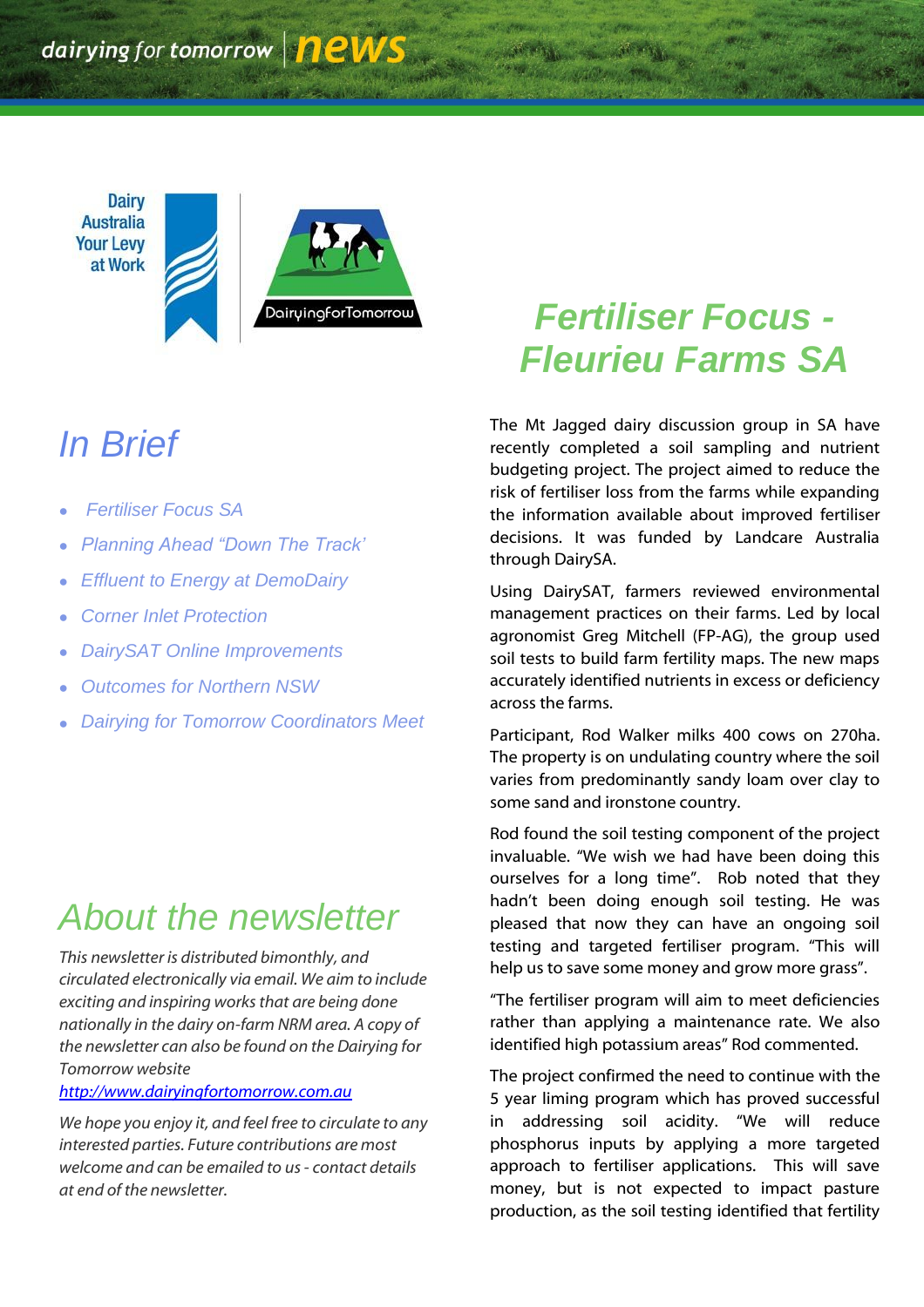dairying for tomorrow news

Dairy Australia Your Levy at Work

DairyingForTomorrow

## In Brief

- Fertiliser Focus SA
- Planning Ahead "Down The Track'
- Effluent to Energy at DemoDairy
- Corner Inlet Protection
- DairySAT Online Improvements
- Outcomes for Northern NSW
- Dairying for Tomorrow Coordinators Meet

## About the newsletter

*This newsletter is distributed bimonthly, and circulated electronically via email. We aim to include exciting and inspiring works that are being done nationally in the dairy on-farm NRM area. A copy of the newsletter can also be found on the Dairying for Tomorrow website* [*http://www.dairyingfortomorrow.com.au*](http://www.dairyingfortomorrow.com.au)

*We hope you enjoy it, and feel free to circulate to any interested parties. Future contributions are most welcome and can be emailed to us - contact details at end of the newsletter.*

# Fertiliser Focus - Fleurieu Farms SA

The Mt Jagged dairy discussion group in SA have recently completed a soil sampling and nutrient budgeting project. The project aimed to reduce the risk of fertiliser loss from the farms while expanding the information available about improved fertiliser decisions. It was funded by Landcare Australia through DairySA.

Using DairySAT, farmers reviewed environmental management practices on their farms. Led by local agronomist Greg Mitchell (FP-AG), the group used soil tests to build farm fertility maps. The new maps accurately identified nutrients in excess or deficiency across the farms.

Participant, Rod Walker milks 400 cows on 270ha. The property is on undulating country where the soil varies from predominantly sandy loam over clay to some sand and ironstone country.

Rod found the soil testing component of the project invaluable. "We wish we had have been doing this ourselves for a long time". Rob noted that they hadn't been doing enough soil testing. He was pleased that now they can have an ongoing soil testing and targeted fertiliser program. "This will help us to save some money and grow more grass".

"The fertiliser program will aim to meet deficiencies rather than applying a maintenance rate. We also identified high potassium areas" Rod commented.

The project confirmed the need to continue with the 5 year liming program which has proved successful in addressing soil acidity. "We will reduce phosphorus inputs by applying a more targeted approach to fertiliser applications. This will save money, but is not expected to impact pasture production, as the soil testing identified that fertility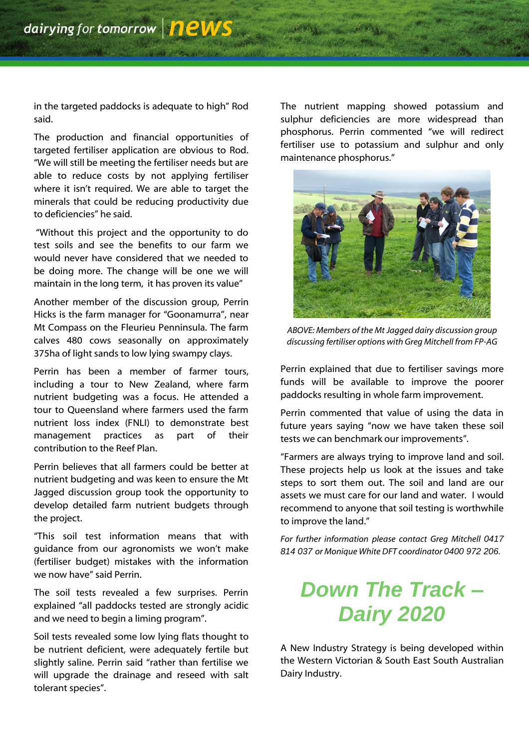in the targeted paddocks is adequate to high" Rod said.

The production and financial opportunities of targeted fertiliser application are obvious to Rod. "We will still be meeting the fertiliser needs but are able to reduce costs by not applying fertiliser where it isn't required. We are able to target the minerals that could be reducing productivity due to deficiencies" he said.

"Without this project and the opportunity to do test soils and see the benefits to our farm we would never have considered that we needed to be doing more. The change will be one we will maintain in the long term, it has proven its value"

Another member of the discussion group, Perrin Hicks is the farm manager for "Goonamurra", near Mt Compass on the Fleurieu Penninsula. The farm calves 480 cows seasonally on approximately 375ha of light sands to low lying swampy clays.

Perrin has been a member of farmer tours, including a tour to New Zealand, where farm nutrient budgeting was a focus. He attended a tour to Queensland where farmers used the farm nutrient loss index (FNLI) to demonstrate best management practices as part of their contribution to the Reef Plan.

Perrin believes that all farmers could be better at nutrient budgeting and was keen to ensure the Mt Jagged discussion group took the opportunity to develop detailed farm nutrient budgets through the project.

"This soil test information means that with guidance from our agronomists we won't make (fertiliser budget) mistakes with the information we now have" said Perrin.

The soil tests revealed a few surprises. Perrin explained "all paddocks tested are strongly acidic and we need to begin a liming program".

Soil tests revealed some low lying flats thought to be nutrient deficient, were adequately fertile but slightly saline. Perrin said "rather than fertilise we will upgrade the drainage and reseed with salt tolerant species".

The nutrient mapping showed potassium and sulphur deficiencies are more widespread than phosphorus. Perrin commented "we will redirect fertiliser use to potassium and sulphur and only maintenance phosphorus."

*ABOVE: Members of the Mt Jagged dairy discussion group discussing fertiliser options with Greg Mitchell from FP-AG*

Perrin explained that due to fertiliser savings more funds will be available to improve the poorer paddocks resulting in whole farm improvement.

Perrin commented that value of using the data in future years saying "now we have taken these soil tests we can benchmark our improvements".

"Farmers are always trying to improve land and soil. These projects help us look at the issues and take steps to sort them out. The soil and land are our assets we must care for our land and water. I would recommend to anyone that soil testing is worthwhile to improve the land."

*For further information please contact Greg Mitchell 0417 814 037 or Monique White DFT coordinator 0400 972 206.*

# Down The Track – Dairy 2020

A New Industry Strategy is being developed within the Western Victorian & South East South Australian Dairy Industry.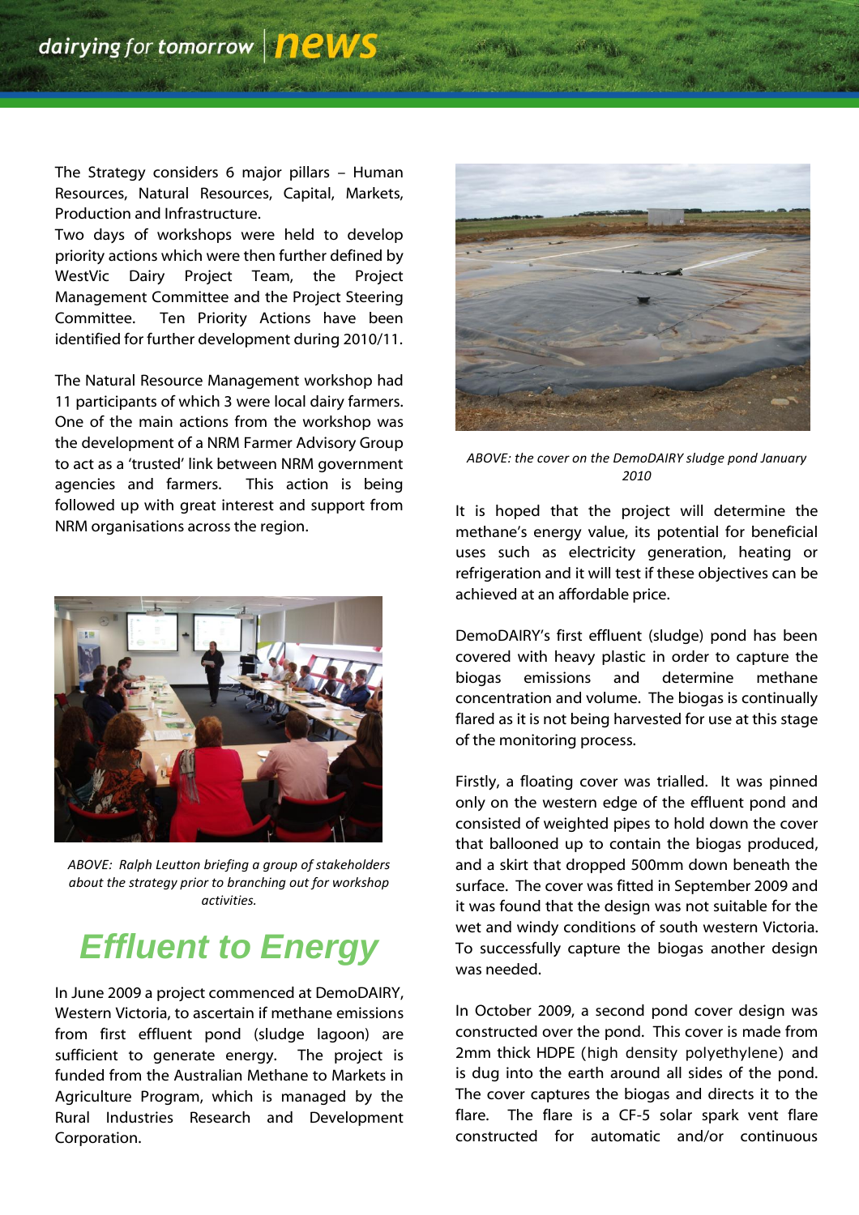The Strategy considers 6 major pillars – Human Resources, Natural Resources, Capital, Markets, Production and Infrastructure.
Two days of workshops were held to develop priority actions which were then further defined by WestVic Dairy Project Team, the Project Management Committee and the Project Steering Committee. Ten Priority Actions have been identified for further development during 2010/11.

The Natural Resource Management workshop had 11 participants of which 3 were local dairy farmers. One of the main actions from the workshop was the development of a NRM Farmer Advisory Group to act as a 'trusted' link between NRM government agencies and farmers. This action is being followed up with great interest and support from NRM organisations across the region.

*ABOVE: Ralph Leutton briefing a group of stakeholders about the strategy prior to branching out for workshop activities.*

## Effluent to Energy

In June 2009 a project commenced at DemoDAIRY, Western Victoria, to ascertain if methane emissions from first effluent pond (sludge lagoon) are sufficient to generate energy. The project is funded from the Australian Methane to Markets in Agriculture Program, which is managed by the Rural Industries Research and Development Corporation.

*ABOVE: the cover on the DemoDAIRY sludge pond January 2010*

It is hoped that the project will determine the methane's energy value, its potential for beneficial uses such as electricity generation, heating or refrigeration and it will test if these objectives can be achieved at an affordable price.

DemoDAIRY's first effluent (sludge) pond has been covered with heavy plastic in order to capture the biogas emissions and determine methane concentration and volume. The biogas is continually flared as it is not being harvested for use at this stage of the monitoring process.

Firstly, a floating cover was trialled. It was pinned only on the western edge of the effluent pond and consisted of weighted pipes to hold down the cover that ballooned up to contain the biogas produced, and a skirt that dropped 500mm down beneath the surface. The cover was fitted in September 2009 and it was found that the design was not suitable for the wet and windy conditions of south western Victoria. To successfully capture the biogas another design was needed.

In October 2009, a second pond cover design was constructed over the pond. This cover is made from 2mm thick HDPE (high density polyethylene) and is dug into the earth around all sides of the pond. The cover captures the biogas and directs it to the flare. The flare is a CF-5 solar spark vent flare constructed for automatic and/or continuous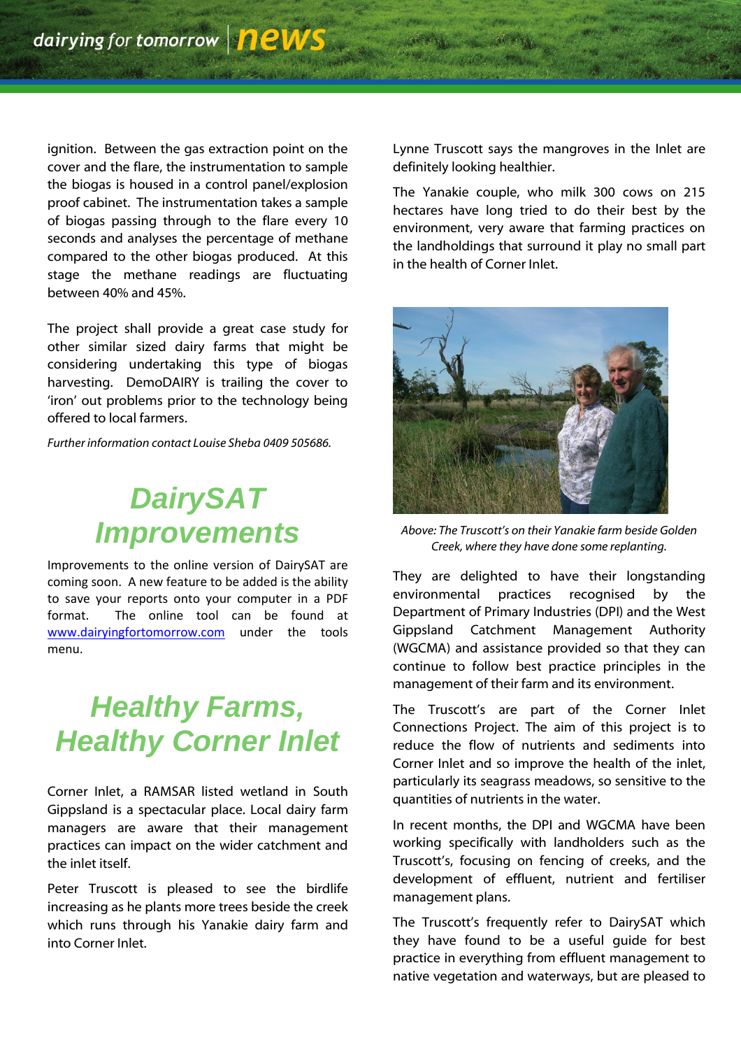ignition. Between the gas extraction point on the cover and the flare, the instrumentation to sample the biogas is housed in a control panel/explosion proof cabinet. The instrumentation takes a sample of biogas passing through to the flare every 10 seconds and analyses the percentage of methane compared to the other biogas produced. At this stage the methane readings are fluctuating between 40% and 45%.

The project shall provide a great case study for other similar sized dairy farms that might be considering undertaking this type of biogas harvesting. DemoDAIRY is trailing the cover to 'iron' out problems prior to the technology being offered to local farmers.

*Further information contact Louise Sheba 0409 505686.*

## DairySAT Improvements

Improvements to the online version of DairySAT are coming soon. A new feature to be added is the ability to save your reports onto your computer in a PDF format. The online tool can be found at www.dairyingfortomorrow.com under the tools menu.

## Healthy Farms, Healthy Corner Inlet

Corner Inlet, a RAMSAR listed wetland in South Gippsland is a spectacular place. Local dairy farm managers are aware that their management practices can impact on the wider catchment and the inlet itself.

Peter Truscott is pleased to see the birdlife increasing as he plants more trees beside the creek which runs through his Yanakie dairy farm and into Corner Inlet.

Lynne Truscott says the mangroves in the Inlet are definitely looking healthier.

The Yanakie couple, who milk 300 cows on 215 hectares have long tried to do their best by the environment, very aware that farming practices on the landholdings that surround it play no small part in the health of Corner Inlet.

*Above: The Truscott's on their Yanakie farm beside Golden Creek, where they have done some replanting.*

They are delighted to have their longstanding environmental practices recognised by the Department of Primary Industries (DPI) and the West Gippsland Catchment Management Authority (WGCMA) and assistance provided so that they can continue to follow best practice principles in the management of their farm and its environment.

The Truscott's are part of the Corner Inlet Connections Project. The aim of this project is to reduce the flow of nutrients and sediments into Corner Inlet and so improve the health of the inlet, particularly its seagrass meadows, so sensitive to the quantities of nutrients in the water.

In recent months, the DPI and WGCMA have been working specifically with landholders such as the Truscott's, focusing on fencing of creeks, and the development of effluent, nutrient and fertiliser management plans.

The Truscott's frequently refer to DairySAT which they have found to be a useful guide for best practice in everything from effluent management to native vegetation and waterways, but are pleased to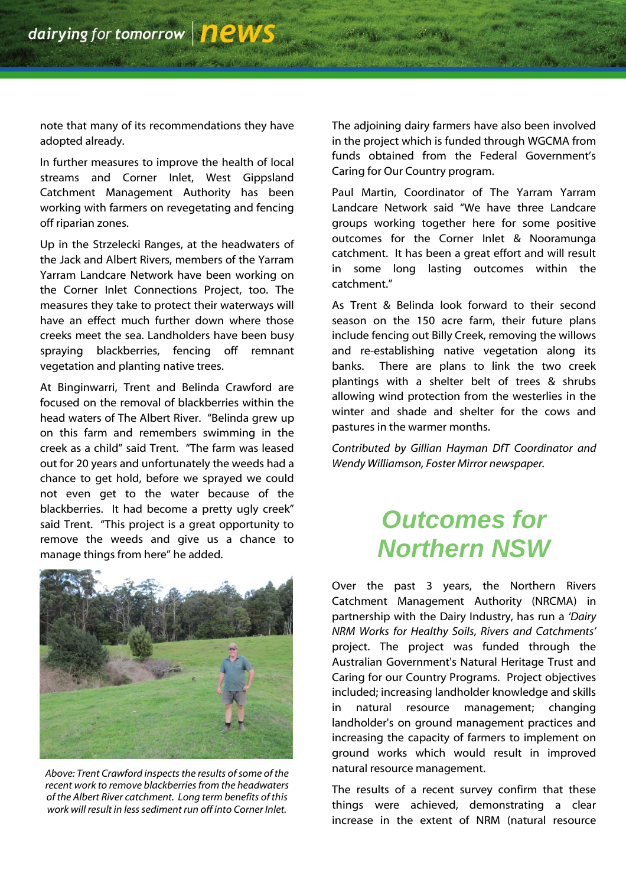note that many of its recommendations they have adopted already.

In further measures to improve the health of local streams and Corner Inlet, West Gippsland Catchment Management Authority has been working with farmers on revegetating and fencing off riparian zones.

Up in the Strzelecki Ranges, at the headwaters of the Jack and Albert Rivers, members of the Yarram Yarram Landcare Network have been working on the Corner Inlet Connections Project, too. The measures they take to protect their waterways will have an effect much further down where those creeks meet the sea. Landholders have been busy spraying blackberries, fencing off remnant vegetation and planting native trees.

At Binginwarri, Trent and Belinda Crawford are focused on the removal of blackberries within the head waters of The Albert River. "Belinda grew up on this farm and remembers swimming in the creek as a child" said Trent. "The farm was leased out for 20 years and unfortunately the weeds had a chance to get hold, before we sprayed we could not even get to the water because of the blackberries. It had become a pretty ugly creek" said Trent. "This project is a great opportunity to remove the weeds and give us a chance to manage things from here" he added.

*Above: Trent Crawford inspects the results of some of the recent work to remove blackberries from the headwaters of the Albert River catchment. Long term benefits of this work will result in less sediment run off into Corner Inlet.*

The adjoining dairy farmers have also been involved in the project which is funded through WGCMA from funds obtained from the Federal Government's Caring for Our Country program.

Paul Martin, Coordinator of The Yarram Yarram Landcare Network said "We have three Landcare groups working together here for some positive outcomes for the Corner Inlet & Nooramunga catchment. It has been a great effort and will result in some long lasting outcomes within the catchment."

As Trent & Belinda look forward to their second season on the 150 acre farm, their future plans include fencing out Billy Creek, removing the willows and re-establishing native vegetation along its banks. There are plans to link the two creek plantings with a shelter belt of trees & shrubs allowing wind protection from the westerlies in the winter and shade and shelter for the cows and pastures in the warmer months.

*Contributed by Gillian Hayman DfT Coordinator and Wendy Williamson, Foster Mirror newspaper.*

## Outcomes for Northern NSW

Over the past 3 years, the Northern Rivers Catchment Management Authority (NRCMA) in partnership with the Dairy Industry, has run a *'Dairy NRM Works for Healthy Soils, Rivers and Catchments'* project. The project was funded through the Australian Government's Natural Heritage Trust and Caring for our Country Programs. Project objectives included; increasing landholder knowledge and skills in natural resource management; changing landholder's on ground management practices and increasing the capacity of farmers to implement on ground works which would result in improved natural resource management.

The results of a recent survey confirm that these things were achieved, demonstrating a clear increase in the extent of NRM (natural resource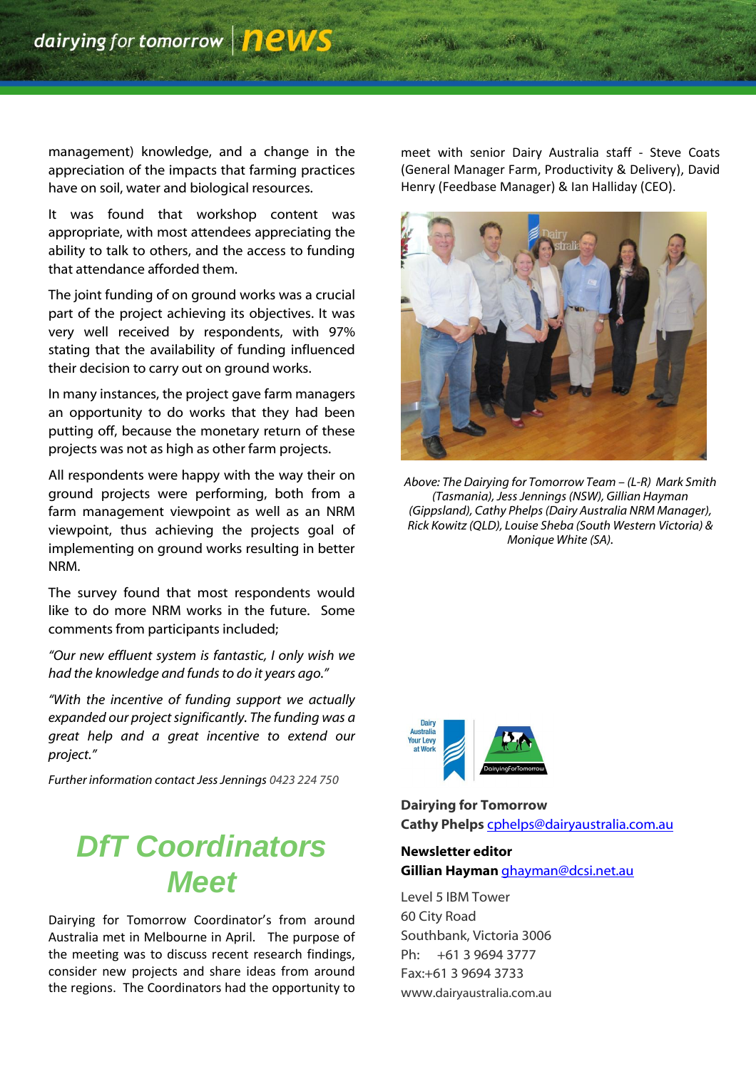management) knowledge, and a change in the appreciation of the impacts that farming practices have on soil, water and biological resources.

It was found that workshop content was appropriate, with most attendees appreciating the ability to talk to others, and the access to funding that attendance afforded them.

The joint funding of on ground works was a crucial part of the project achieving its objectives. It was very well received by respondents, with 97% stating that the availability of funding influenced their decision to carry out on ground works.

In many instances, the project gave farm managers an opportunity to do works that they had been putting off, because the monetary return of these projects was not as high as other farm projects.

All respondents were happy with the way their on ground projects were performing, both from a farm management viewpoint as well as an NRM viewpoint, thus achieving the projects goal of implementing on ground works resulting in better NRM.

The survey found that most respondents would like to do more NRM works in the future. Some comments from participants included;

*"Our new effluent system is fantastic, I only wish we had the knowledge and funds to do it years ago."*

*"With the incentive of funding support we actually expanded our project significantly. The funding was a great help and a great incentive to extend our project."*

*Further information contact Jess Jennings 0423 224 750*

## DfT Coordinators Meet

Dairying for Tomorrow Coordinator's from around Australia met in Melbourne in April. The purpose of the meeting was to discuss recent research findings, consider new projects and share ideas from around the regions. The Coordinators had the opportunity to meet with senior Dairy Australia staff - Steve Coats (General Manager Farm, Productivity & Delivery), David Henry (Feedbase Manager) & Ian Halliday (CEO).

*Above: The Dairying for Tomorrow Team – (L-R) Mark Smith (Tasmania), Jess Jennings (NSW), Gillian Hayman (Gippsland), Cathy Phelps (Dairy Australia NRM Manager), Rick Kowitz (QLD), Louise Sheba (South Western Victoria) & Monique White (SA).*

**Dairying for Tomorrow**
**Cathy Phelps** cphelps@dairyaustralia.com.au

**Newsletter editor**
**Gillian Hayman** ghayman@dcsi.net.au

Level 5 IBM Tower
60 City Road
Southbank, Victoria 3006
Ph: +61 3 9694 3777
Fax:+61 3 9694 3733
www.dairyaustralia.com.au